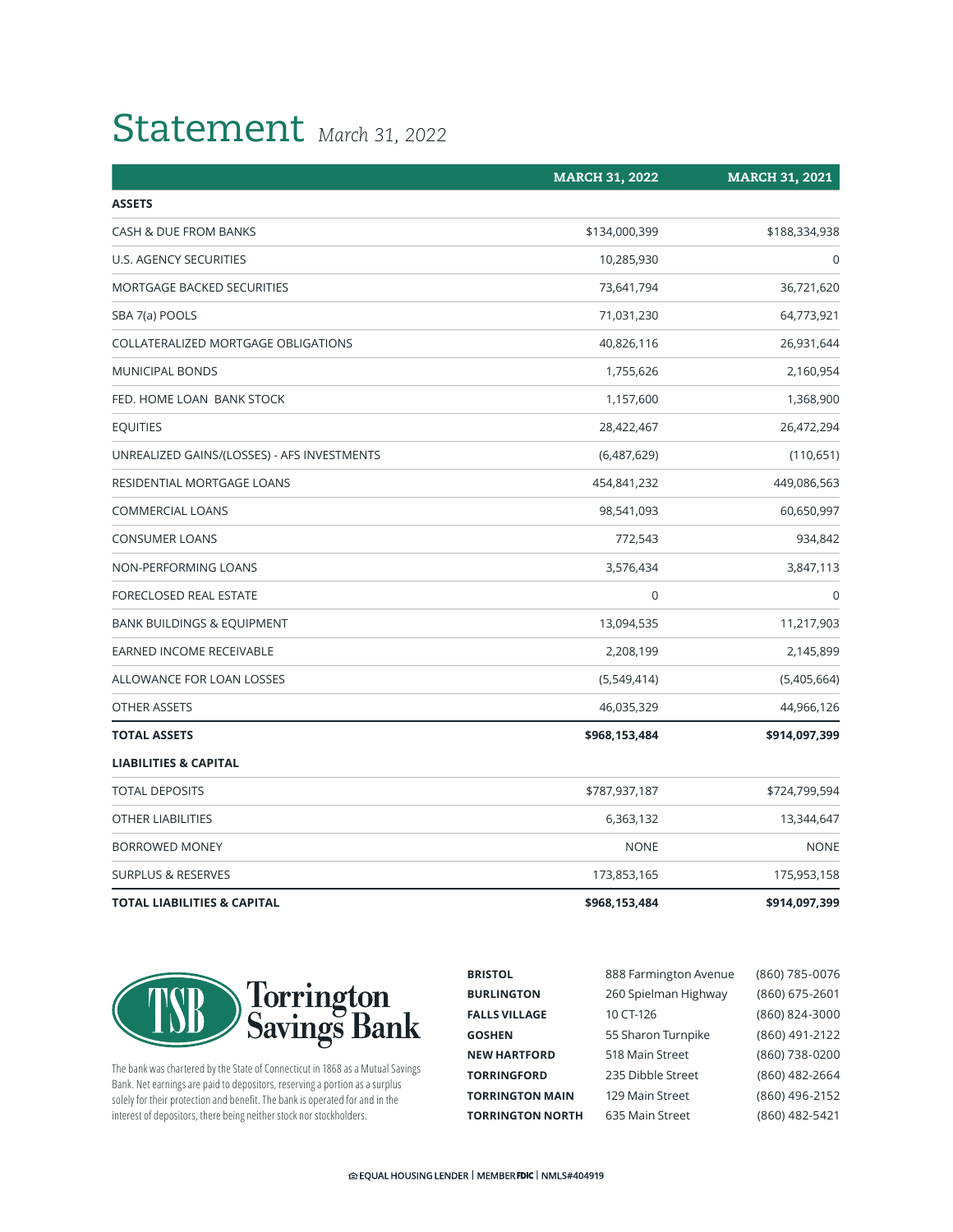# Statement *March 31, 2022*

| | MARCH 31, 2022 | MARCH 31, 2021 |
|---|---|---|
| **ASSETS** | | |
| CASH & DUE FROM BANKS | $134,000,399 | $188,334,938 |
| U.S. AGENCY SECURITIES | 10,285,930 | 0 |
| MORTGAGE BACKED SECURITIES | 73,641,794 | 36,721,620 |
| SBA 7(a) POOLS | 71,031,230 | 64,773,921 |
| COLLATERALIZED MORTGAGE OBLIGATIONS | 40,826,116 | 26,931,644 |
| MUNICIPAL BONDS | 1,755,626 | 2,160,954 |
| FED. HOME LOAN BANK STOCK | 1,157,600 | 1,368,900 |
| EQUITIES | 28,422,467 | 26,472,294 |
| UNREALIZED GAINS/(LOSSES) - AFS INVESTMENTS | (6,487,629) | (110,651) |
| RESIDENTIAL MORTGAGE LOANS | 454,841,232 | 449,086,563 |
| COMMERCIAL LOANS | 98,541,093 | 60,650,997 |
| CONSUMER LOANS | 772,543 | 934,842 |
| NON-PERFORMING LOANS | 3,576,434 | 3,847,113 |
| FORECLOSED REAL ESTATE | 0 | 0 |
| BANK BUILDINGS & EQUIPMENT | 13,094,535 | 11,217,903 |
| EARNED INCOME RECEIVABLE | 2,208,199 | 2,145,899 |
| ALLOWANCE FOR LOAN LOSSES | (5,549,414) | (5,405,664) |
| OTHER ASSETS | 46,035,329 | 44,966,126 |
| **TOTAL ASSETS** | **$968,153,484** | **$914,097,399** |
| **LIABILITIES & CAPITAL** | | |
| TOTAL DEPOSITS | $787,937,187 | $724,799,594 |
| OTHER LIABILITIES | 6,363,132 | 13,344,647 |
| BORROWED MONEY | NONE | NONE |
| SURPLUS & RESERVES | 173,853,165 | 175,953,158 |
| **TOTAL LIABILITIES & CAPITAL** | **$968,153,484** | **$914,097,399** |

**TSB Torrington Savings Bank**

The bank was chartered by the State of Connecticut in 1868 as a Mutual Savings Bank. Net earnings are paid to depositors, reserving a portion as a surplus solely for their protection and benefit. The bank is operated for and in the interest of depositors, there being neither stock nor stockholders.

| | | |
|---|---|---|
| **BRISTOL** | 888 Farmington Avenue | (860) 785-0076 |
| **BURLINGTON** | 260 Spielman Highway | (860) 675-2601 |
| **FALLS VILLAGE** | 10 CT-126 | (860) 824-3000 |
| **GOSHEN** | 55 Sharon Turnpike | (860) 491-2122 |
| **NEW HARTFORD** | 518 Main Street | (860) 738-0200 |
| **TORRINGFORD** | 235 Dibble Street | (860) 482-2664 |
| **TORRINGTON MAIN** | 129 Main Street | (860) 496-2152 |
| **TORRINGTON NORTH** | 635 Main Street | (860) 482-5421 |

EQUAL HOUSING LENDER | MEMBER FDIC | NMLS#404919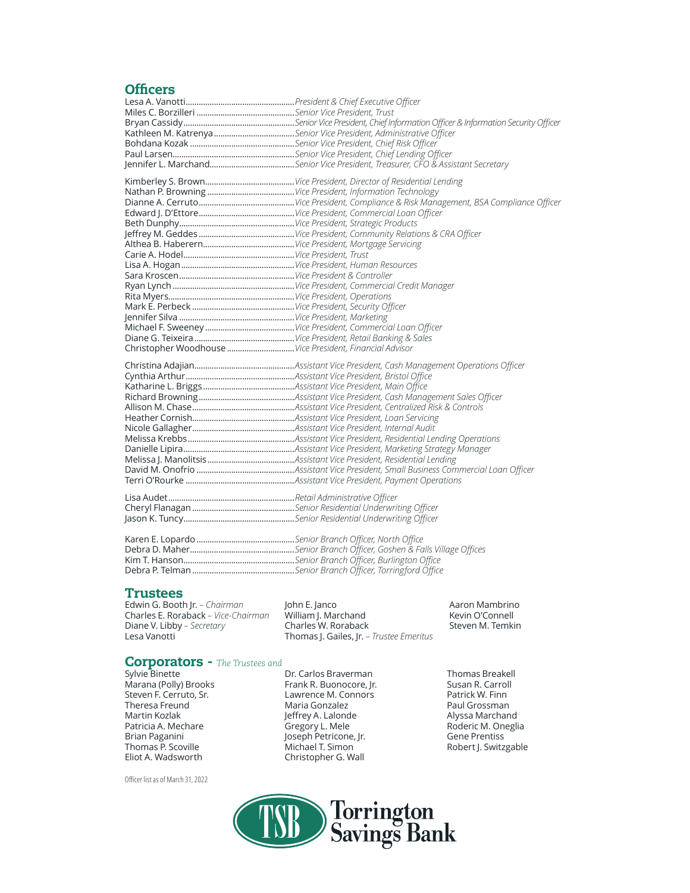## Officers

Lesa A. Vanotti.................................................*President & Chief Executive Officer*
Miles C. Borzilleri .............................................*Senior Vice President, Trust*
Bryan Cassidy...................................................*Senior Vice President, Chief Information Officer & Information Security Officer*
Kathleen M. Katrenya.....................................*Senior Vice President, Administrative Officer*
Bohdana Kozak ................................................*Senior Vice President, Chief Risk Officer*
Paul Larsen.........................................................*Senior Vice President, Chief Lending Officer*
Jennifer L. Marchand.......................................*Senior Vice President, Treasurer, CFO & Assistant Secretary*

Kimberley S. Brown.........................................*Vice President, Director of Residential Lending*
Nathan P. Browning ........................................*Vice President, Information Technology*
Dianne A. Cerruto............................................*Vice President, Compliance & Risk Management, BSA Compliance Officer*
Edward J. D'Ettore............................................*Vice President, Commercial Loan Officer*
Beth Dunphy.....................................................*Vice President, Strategic Products*
Jeffrey M. Geddes ............................................*Vice President, Community Relations & CRA Officer*
Althea B. Haberern..........................................*Vice President, Mortgage Servicing*
Carie A. Hodel...................................................*Vice President, Trust*
Lisa A. Hogan ....................................................*Vice President, Human Resources*
Sara Kroscen.....................................................*Vice President & Controller*
Ryan Lynch .........................................................*Vice President, Commercial Credit Manager*
Rita Myers..........................................................*Vice President, Operations*
Mark E. Perbeck ...............................................*Vice President, Security Officer*
Jennifer Silva .....................................................*Vice President, Marketing*
Michael F. Sweeney .........................................*Vice President, Commercial Loan Officer*
Diane G. Teixeira..............................................*Vice President, Retail Banking & Sales*
Christopher Woodhouse ...............................*Vice President, Financial Advisor*

Christina Adajian..............................................*Assistant Vice President, Cash Management Operations Officer*
Cynthia Arthur..................................................*Assistant Vice President, Bristol Office*
Katharine L. Briggs..........................................*Assistant Vice President, Main Office*
Richard Browning............................................*Assistant Vice President, Cash Management Sales Officer*
Allison M. Chase...............................................*Assistant Vice President, Centralized Risk & Controls*
Heather Cornish................................................*Assistant Vice President, Loan Servicing*
Nicole Gallagher...............................................*Assistant Vice President, Internal Audit*
Melissa Krebbs..................................................*Assistant Vice President, Residential Lending Operations*
Danielle Lipira...................................................*Assistant Vice President, Marketing Strategy Manager*
Melissa J. Manolitsis........................................*Assistant Vice President, Residential Lending*
David M. Onofrio .............................................*Assistant Vice President, Small Business Commercial Loan Officer*
Terri O'Rourke ..................................................*Assistant Vice President, Payment Operations*

Lisa Audet..........................................................*Retail Administrative Officer*
Cheryl Flanagan ...............................................*Senior Residential Underwriting Officer*
Jason K. Tuncy...................................................*Senior Residential Underwriting Officer*

Karen E. Lopardo .............................................*Senior Branch Officer, North Office*
Debra D. Maher................................................*Senior Branch Officer, Goshen & Falls Village Offices*
Kim T. Hanson...................................................*Senior Branch Officer, Burlington Office*
Debra P. Telman ...............................................*Senior Branch Officer, Torringford Office*

## Trustees

Edwin G. Booth Jr. – *Chairman*
Charles E. Roraback – *Vice-Chairman*
Diane V. Libby – *Secretary*
Lesa Vanotti
John E. Janco
William J. Marchand
Charles W. Roraback
Thomas J. Gailes, Jr. – *Trustee Emeritus*
Aaron Mambrino
Kevin O'Connell
Steven M. Temkin

## Corporators - *The Trustees and*

Sylvie Binette
Marana (Polly) Brooks
Steven F. Cerruto, Sr.
Theresa Freund
Martin Kozlak
Patricia A. Mechare
Brian Paganini
Thomas P. Scoville
Eliot A. Wadsworth
Dr. Carlos Braverman
Frank R. Buonocore, Jr.
Lawrence M. Connors
Maria Gonzalez
Jeffrey A. Lalonde
Gregory L. Mele
Joseph Petricone, Jr.
Michael T. Simon
Christopher G. Wall
Thomas Breakell
Susan R. Carroll
Patrick W. Finn
Paul Grossman
Alyssa Marchand
Roderic M. Oneglia
Gene Prentiss
Robert J. Switzgable

Officer list as of March 31, 2022

TSB Torrington Savings Bank